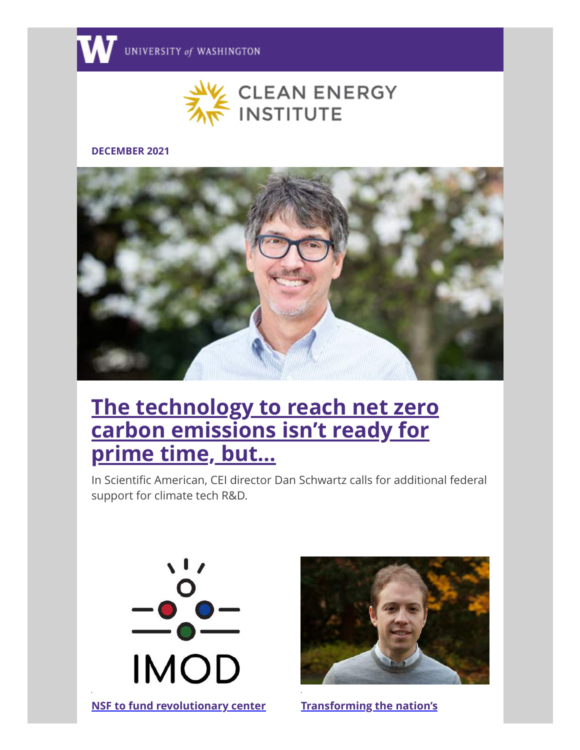UNIVERSITY of WASHINGTON

CLEAN ENERGY INSTITUTE

**DECEMBER 2021**

# The technology to reach net zero carbon emissions isn't ready for prime time, but...

In Scientific American, CEI director Dan Schwartz calls for additional federal support for climate tech R&D.

IMOD

**NSF to fund revolutionary center**

**Transforming the nation's**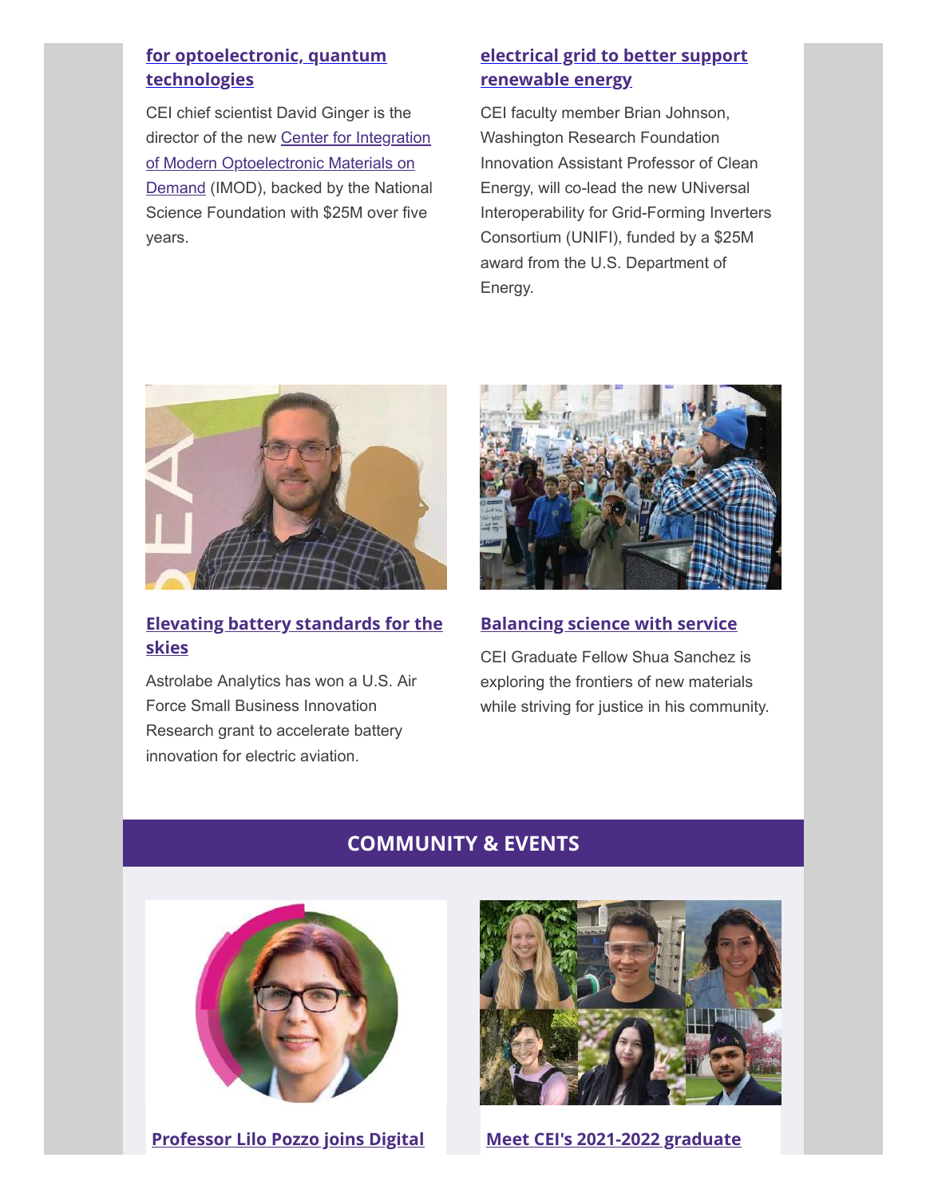### for optoelectronic, quantum technologies

CEI chief scientist David Ginger is the director of the new Center for Integration of Modern Optoelectronic Materials on Demand (IMOD), backed by the National Science Foundation with $25M over five years.

### electrical grid to better support renewable energy

CEI faculty member Brian Johnson, Washington Research Foundation Innovation Assistant Professor of Clean Energy, will co-lead the new UNiversal Interoperability for Grid-Forming Inverters Consortium (UNIFI), funded by a $25M award from the U.S. Department of Energy.

### Elevating battery standards for the skies

Astrolabe Analytics has won a U.S. Air Force Small Business Innovation Research grant to accelerate battery innovation for electric aviation.

### Balancing science with service

CEI Graduate Fellow Shua Sanchez is exploring the frontiers of new materials while striving for justice in his community.

## COMMUNITY & EVENTS

### Professor Lilo Pozzo joins Digital

### Meet CEI's 2021-2022 graduate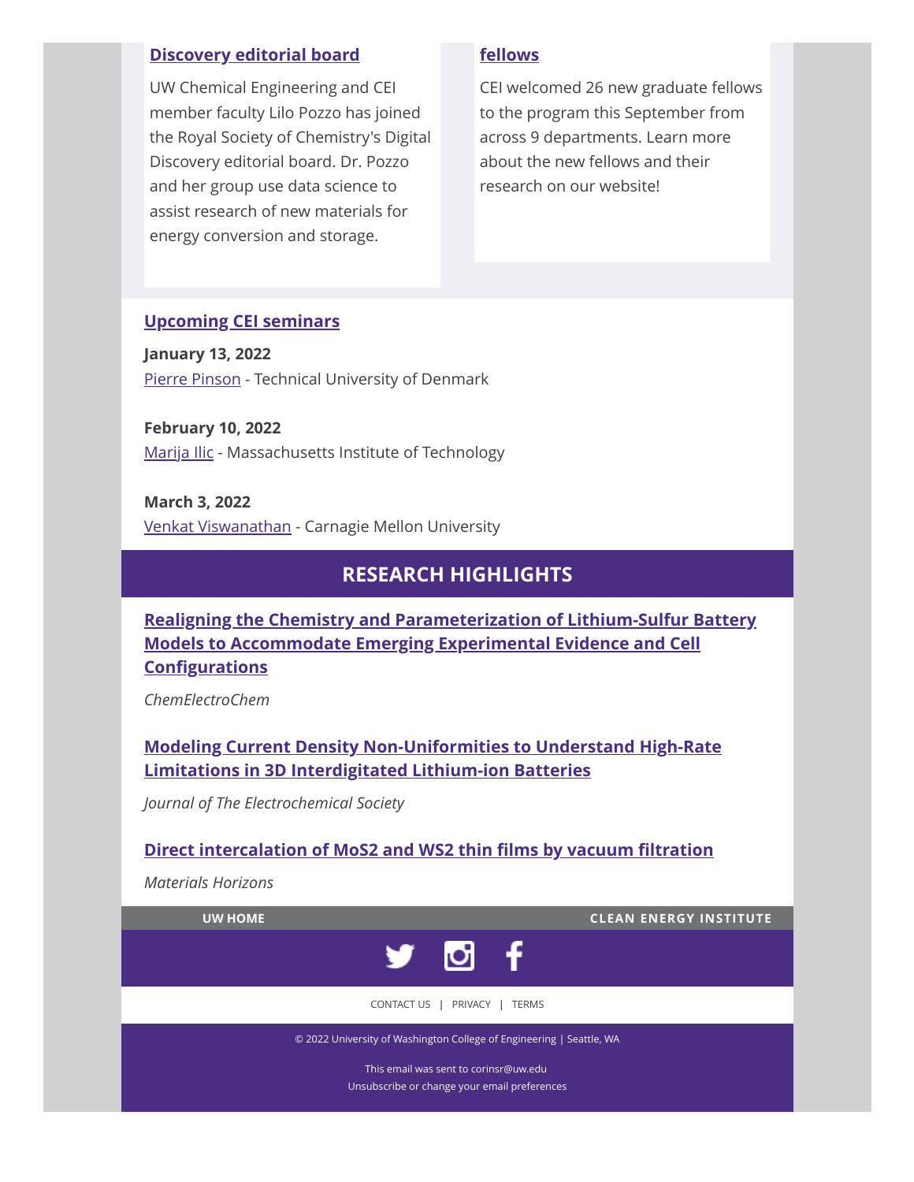**Discovery editorial board**

UW Chemical Engineering and CEI member faculty Lilo Pozzo has joined the Royal Society of Chemistry's Digital Discovery editorial board. Dr. Pozzo and her group use data science to assist research of new materials for energy conversion and storage.

**fellows**

CEI welcomed 26 new graduate fellows to the program this September from across 9 departments. Learn more about the new fellows and their research on our website!

## Upcoming CEI seminars

**January 13, 2022**
Pierre Pinson - Technical University of Denmark

**February 10, 2022**
Marija Ilic - Massachusetts Institute of Technology

**March 3, 2022**
Venkat Viswanathan - Carnagie Mellon University

## RESEARCH HIGHLIGHTS

**Realigning the Chemistry and Parameterization of Lithium-Sulfur Battery Models to Accommodate Emerging Experimental Evidence and Cell Configurations**

*ChemElectroChem*

**Modeling Current Density Non-Uniformities to Understand High-Rate Limitations in 3D Interdigitated Lithium-ion Batteries**

*Journal of The Electrochemical Society*

**Direct intercalation of MoS2 and WS2 thin films by vacuum filtration**

*Materials Horizons*

UW HOME　　CLEAN ENERGY INSTITUTE

CONTACT US | PRIVACY | TERMS

© 2022 University of Washington College of Engineering | Seattle, WA

This email was sent to corinsr@uw.edu
Unsubscribe or change your email preferences